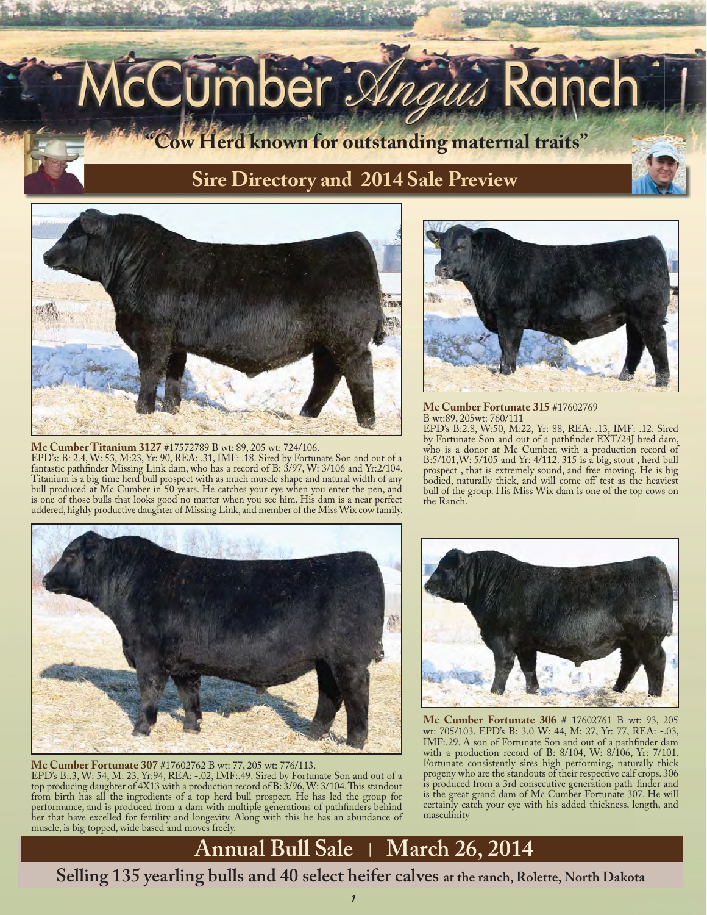# McCumber Angus Ranch

**"Cow Herd known for outstanding maternal traits"**

## Sire Directory and 2014 Sale Preview

**Mc Cumber Titanium 3127** #17572789 B wt: 89, 205 wt: 724/106.
EPD's: B: 2.4, W: 53, M:23, Yr: 90, REA: .31, IMF: .18. Sired by Fortunate Son and out of a fantastic pathfinder Missing Link dam, who has a record of B: 3/97, W: 3/106 and Yr:2/104. Titanium is a big time herd bull prospect with as much muscle shape and natural width of any bull produced at Mc Cumber in 50 years. He catches your eye when you enter the pen, and is one of those bulls that looks good no matter when you see him. His dam is a near perfect uddered, highly productive daughter of Missing Link, and member of the Miss Wix cow family.

**Mc Cumber Fortunate 315** #17602769
B wt:89, 205wt: 760/111
EPD's B:2.8, W:50, M:22, Yr: 88, REA: .13, IMF: .12. Sired by Fortunate Son and out of a pathfinder EXT/24J bred dam, who is a donor at Mc Cumber, with a production record of B:5/101,W: 5/105 and Yr: 4/112. 315 is a big, stout , herd bull prospect , that is extremely sound, and free moving. He is big bodied, naturally thick, and will come off test as the heaviest bull of the group. His Miss Wix dam is one of the top cows on the Ranch.

**Mc Cumber Fortunate 307** #17602762 B wt: 77, 205 wt: 776/113.
EPD's B:.3, W: 54, M: 23, Yr:94, REA: -.02, IMF:.49. Sired by Fortunate Son and out of a top producing daughter of 4X13 with a production record of B: 3/96, W: 3/104. This standout from birth has all the ingredients of a top herd bull prospect. He has led the group for performance, and is produced from a dam with multiple generations of pathfinders behind her that have excelled for fertility and longevity. Along with this he has an abundance of muscle, is big topped, wide based and moves freely.

**Mc Cumber Fortunate 306** # 17602761 B wt: 93, 205 wt: 705/103. EPD's B: 3.0 W: 44, M: 27, Yr: 77, REA: -.03, IMF:.29. A son of Fortunate Son and out of a pathfinder dam with a production record of B: 8/104, W: 8/106, Yr: 7/101. Fortunate consistently sires high performing, naturally thick progeny who are the standouts of their respective calf crops. 306 is produced from a 3rd consecutive generation path-finder and is the great grand dam of Mc Cumber Fortunate 307. He will certainly catch your eye with his added thickness, length, and masculinity

## Annual Bull Sale | March 26, 2014

**Selling 135 yearling bulls and 40 select heifer calves** at the ranch, Rolette, North Dakota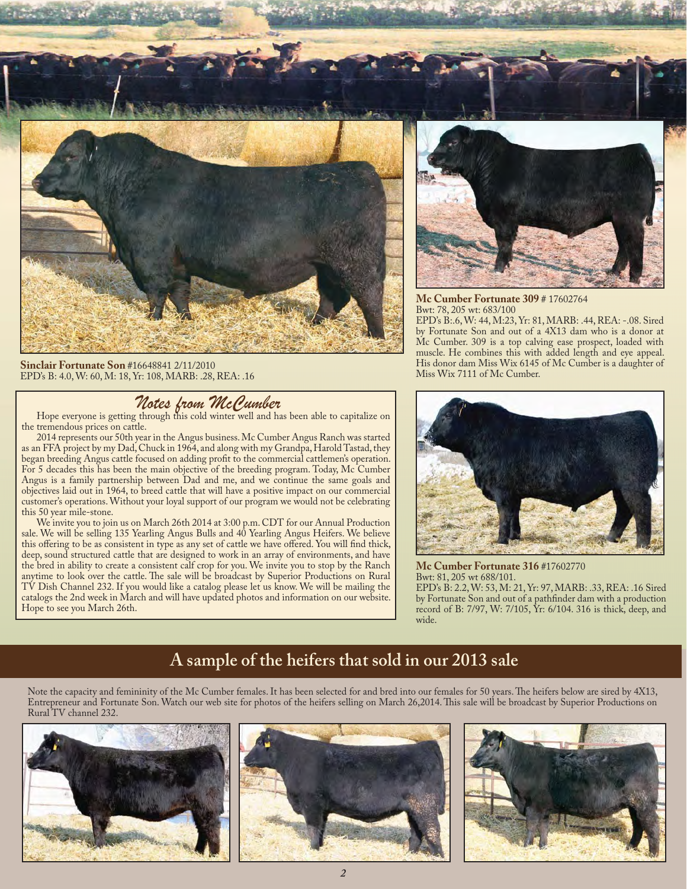**Sinclair Fortunate Son** #16648841 2/11/2010
EPD's B: 4.0, W: 60, M: 18, Yr: 108, MARB: .28, REA: .16

**Mc Cumber Fortunate 309** # 17602764
Bwt: 78, 205 wt: 683/100
EPD's B:.6, W: 44, M:23, Yr: 81, MARB: .44, REA: -.08. Sired by Fortunate Son and out of a 4X13 dam who is a donor at Mc Cumber. 309 is a top calving ease prospect, loaded with muscle. He combines this with added length and eye appeal. His donor dam Miss Wix 6145 of Mc Cumber is a daughter of Miss Wix 7111 of Mc Cumber.

**Mc Cumber Fortunate 316** #17602770
Bwt: 81, 205 wt 688/101.
EPD's B: 2.2, W: 53, M: 21, Yr: 97, MARB: .33, REA: .16 Sired by Fortunate Son and out of a pathfinder dam with a production record of B: 7/97, W: 7/105, Yr: 6/104. 316 is thick, deep, and wide.

## *Notes from McCumber*

Hope everyone is getting through this cold winter well and has been able to capitalize on the tremendous prices on cattle.

2014 represents our 50th year in the Angus business. Mc Cumber Angus Ranch was started as an FFA project by my Dad, Chuck in 1964, and along with my Grandpa, Harold Tastad, they began breeding Angus cattle focused on adding profit to the commercial cattlemen's operation. For 5 decades this has been the main objective of the breeding program. Today, Mc Cumber Angus is a family partnership between Dad and me, and we continue the same goals and objectives laid out in 1964, to breed cattle that will have a positive impact on our commercial customer's operations. Without your loyal support of our program we would not be celebrating this 50 year mile-stone.

We invite you to join us on March 26th 2014 at 3:00 p.m. CDT for our Annual Production sale. We will be selling 135 Yearling Angus Bulls and 40 Yearling Angus Heifers. We believe this offering to be as consistent in type as any set of cattle we have offered. You will find thick, deep, sound structured cattle that are designed to work in an array of environments, and have the bred in ability to create a consistent calf crop for you. We invite you to stop by the Ranch anytime to look over the cattle. The sale will be broadcast by Superior Productions on Rural TV Dish Channel 232. If you would like a catalog please let us know. We will be mailing the catalogs the 2nd week in March and will have updated photos and information on our website. Hope to see you March 26th.

## A sample of the heifers that sold in our 2013 sale

Note the capacity and femininity of the Mc Cumber females. It has been selected for and bred into our females for 50 years. The heifers below are sired by 4X13, Entrepreneur and Fortunate Son. Watch our web site for photos of the heifers selling on March 26,2014. This sale will be broadcast by Superior Productions on Rural TV channel 232.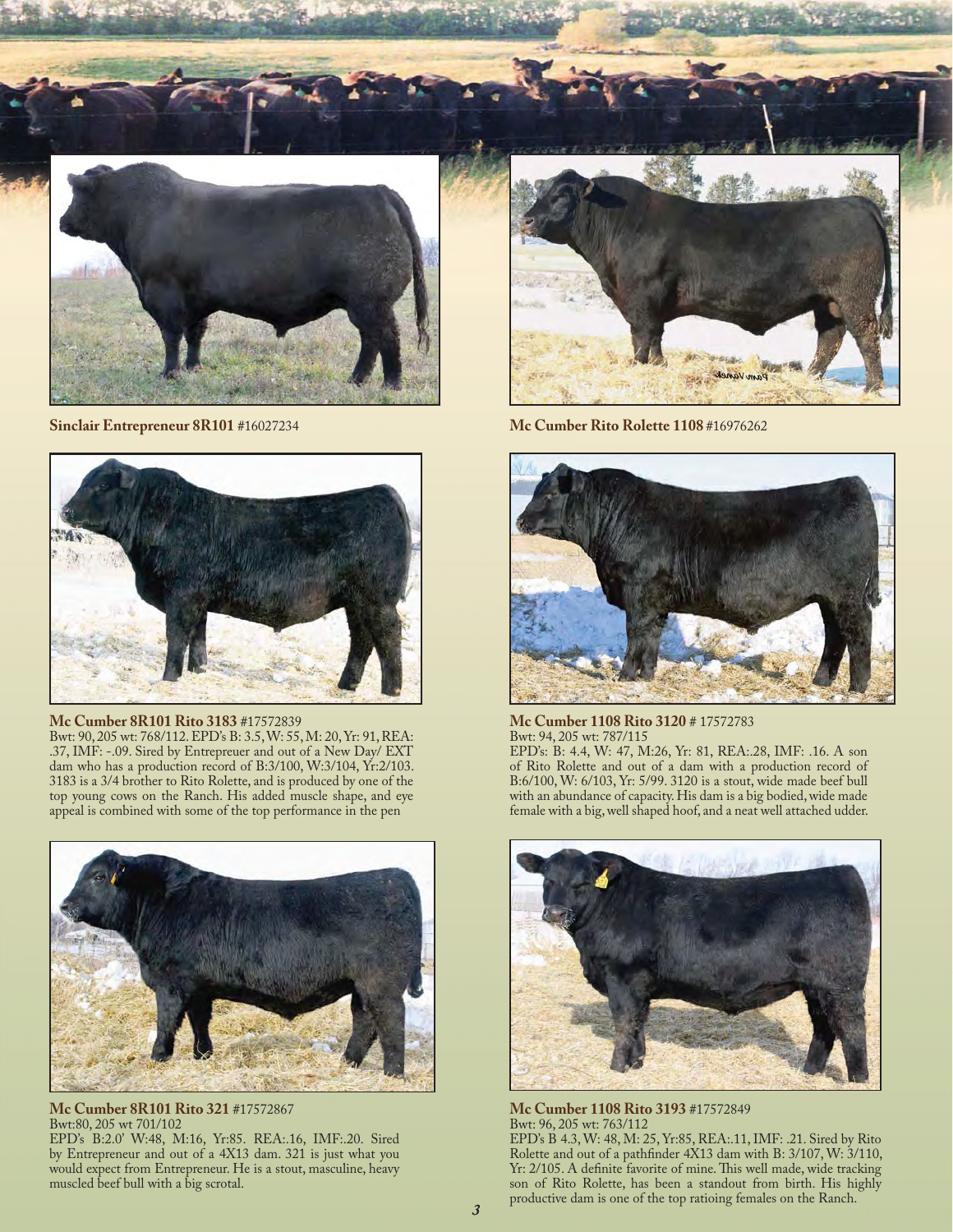**Sinclair Entrepreneur 8R101** #16027234

**Mc Cumber Rito Rolette 1108** #16976262

**Mc Cumber 8R101 Rito 3183** #17572839
Bwt: 90, 205 wt: 768/112. EPD's B: 3.5, W: 55, M: 20, Yr: 91, REA: .37, IMF: -.09. Sired by Entrepreuer and out of a New Day/ EXT dam who has a production record of B:3/100, W:3/104, Yr:2/103. 3183 is a 3/4 brother to Rito Rolette, and is produced by one of the top young cows on the Ranch. His added muscle shape, and eye appeal is combined with some of the top performance in the pen

**Mc Cumber 1108 Rito 3120** # 17572783
Bwt: 94, 205 wt: 787/115
EPD's: B: 4.4, W: 47, M:26, Yr: 81, REA:.28, IMF: .16. A son of Rito Rolette and out of a dam with a production record of B:6/100, W: 6/103, Yr: 5/99. 3120 is a stout, wide made beef bull with an abundance of capacity. His dam is a big bodied, wide made female with a big, well shaped hoof, and a neat well attached udder.

**Mc Cumber 8R101 Rito 321** #17572867
Bwt:80, 205 wt 701/102
EPD's B:2.0' W:48, M:16, Yr:85. REA:.16, IMF:.20. Sired by Entrepreneur and out of a 4X13 dam. 321 is just what you would expect from Entrepreneur. He is a stout, masculine, heavy muscled beef bull with a big scrotal.

**Mc Cumber 1108 Rito 3193** #17572849
Bwt: 96, 205 wt: 763/112
EPD's B 4.3, W: 48, M: 25, Yr:85, REA:.11, IMF: .21. Sired by Rito Rolette and out of a pathfinder 4X13 dam with B: 3/107, W: 3/110, Yr: 2/105. A definite favorite of mine. This well made, wide tracking son of Rito Rolette, has been a standout from birth. His highly productive dam is one of the top ratioing females on the Ranch.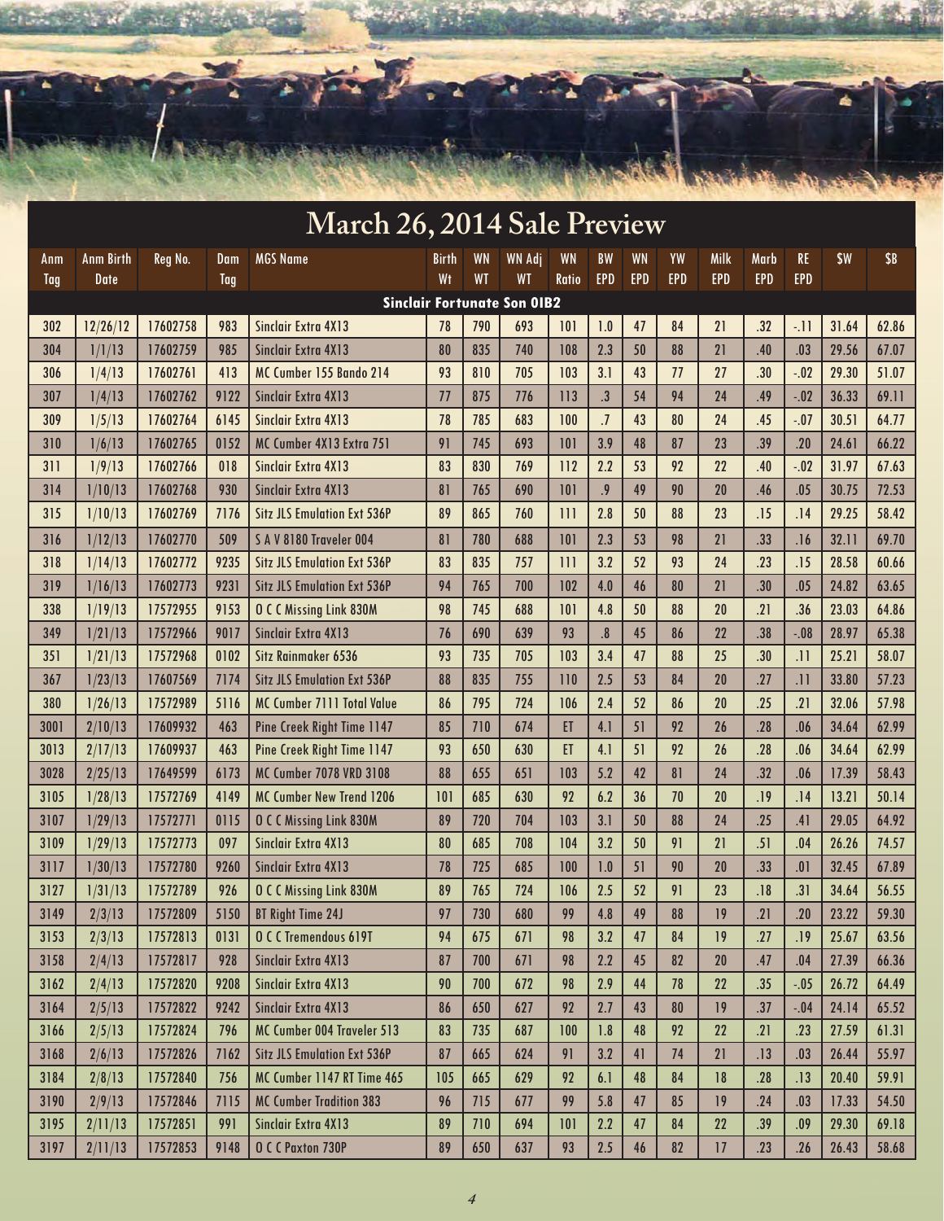# March 26, 2014 Sale Preview

| Anm Tag | Anm Birth Date | Reg No. | Dam Tag | MGS Name | Birth Wt | WN WT | WN Adj WT | WN Ratio | BW EPD | WN EPD | YW EPD | Milk EPD | Marb EPD | RE EPD | $W | $B |
|---|---|---|---|---|---|---|---|---|---|---|---|---|---|---|---|---|
| **Sinclair Fortunate Son 0IB2** | | | | | | | | | | | | | | | | |
| 302 | 12/26/12 | 17602758 | 983 | Sinclair Extra 4X13 | 78 | 790 | 693 | 101 | 1.0 | 47 | 84 | 21 | .32 | -.11 | 31.64 | 62.86 |
| 304 | 1/1/13 | 17602759 | 985 | Sinclair Extra 4X13 | 80 | 835 | 740 | 108 | 2.3 | 50 | 88 | 21 | .40 | .03 | 29.56 | 67.07 |
| 306 | 1/4/13 | 17602761 | 413 | MC Cumber 155 Bando 214 | 93 | 810 | 705 | 103 | 3.1 | 43 | 77 | 27 | .30 | -.02 | 29.30 | 51.07 |
| 307 | 1/4/13 | 17602762 | 9122 | Sinclair Extra 4X13 | 77 | 875 | 776 | 113 | .3 | 54 | 94 | 24 | .49 | -.02 | 36.33 | 69.11 |
| 309 | 1/5/13 | 17602764 | 6145 | Sinclair Extra 4X13 | 78 | 785 | 683 | 100 | .7 | 43 | 80 | 24 | .45 | -.07 | 30.51 | 64.77 |
| 310 | 1/6/13 | 17602765 | 0152 | MC Cumber 4X13 Extra 751 | 91 | 745 | 693 | 101 | 3.9 | 48 | 87 | 23 | .39 | .20 | 24.61 | 66.22 |
| 311 | 1/9/13 | 17602766 | 018 | Sinclair Extra 4X13 | 83 | 830 | 769 | 112 | 2.2 | 53 | 92 | 22 | .40 | -.02 | 31.97 | 67.63 |
| 314 | 1/10/13 | 17602768 | 930 | Sinclair Extra 4X13 | 81 | 765 | 690 | 101 | .9 | 49 | 90 | 20 | .46 | .05 | 30.75 | 72.53 |
| 315 | 1/10/13 | 17602769 | 7176 | Sitz JLS Emulation Ext 536P | 89 | 865 | 760 | 111 | 2.8 | 50 | 88 | 23 | .15 | .14 | 29.25 | 58.42 |
| 316 | 1/12/13 | 17602770 | 509 | S A V 8180 Traveler 004 | 81 | 780 | 688 | 101 | 2.3 | 53 | 98 | 21 | .33 | .16 | 32.11 | 69.70 |
| 318 | 1/14/13 | 17602772 | 9235 | Sitz JLS Emulation Ext 536P | 83 | 835 | 757 | 111 | 3.2 | 52 | 93 | 24 | .23 | .15 | 28.58 | 60.66 |
| 319 | 1/16/13 | 17602773 | 9231 | Sitz JLS Emulation Ext 536P | 94 | 765 | 700 | 102 | 4.0 | 46 | 80 | 21 | .30 | .05 | 24.82 | 63.65 |
| 338 | 1/19/13 | 17572955 | 9153 | O C C Missing Link 830M | 98 | 745 | 688 | 101 | 4.8 | 50 | 88 | 20 | .21 | .36 | 23.03 | 64.86 |
| 349 | 1/21/13 | 17572966 | 9017 | Sinclair Extra 4X13 | 76 | 690 | 639 | 93 | .8 | 45 | 86 | 22 | .38 | -.08 | 28.97 | 65.38 |
| 351 | 1/21/13 | 17572968 | 0102 | Sitz Rainmaker 6536 | 93 | 735 | 705 | 103 | 3.4 | 47 | 88 | 25 | .30 | .11 | 25.21 | 58.07 |
| 367 | 1/23/13 | 17607569 | 7174 | Sitz JLS Emulation Ext 536P | 88 | 835 | 755 | 110 | 2.5 | 53 | 84 | 20 | .27 | .11 | 33.80 | 57.23 |
| 380 | 1/26/13 | 17572989 | 5116 | MC Cumber 7111 Total Value | 86 | 795 | 724 | 106 | 2.4 | 52 | 86 | 20 | .25 | .21 | 32.06 | 57.98 |
| 3001 | 2/10/13 | 17609932 | 463 | Pine Creek Right Time 1147 | 85 | 710 | 674 | ET | 4.1 | 51 | 92 | 26 | .28 | .06 | 34.64 | 62.99 |
| 3013 | 2/17/13 | 17609937 | 463 | Pine Creek Right Time 1147 | 93 | 650 | 630 | ET | 4.1 | 51 | 92 | 26 | .28 | .06 | 34.64 | 62.99 |
| 3028 | 2/25/13 | 17649599 | 6173 | MC Cumber 7078 VRD 3108 | 88 | 655 | 651 | 103 | 5.2 | 42 | 81 | 24 | .32 | .06 | 17.39 | 58.43 |
| 3105 | 1/28/13 | 17572769 | 4149 | MC Cumber New Trend 1206 | 101 | 685 | 630 | 92 | 6.2 | 36 | 70 | 20 | .19 | .14 | 13.21 | 50.14 |
| 3107 | 1/29/13 | 17572771 | 0115 | O C C Missing Link 830M | 89 | 720 | 704 | 103 | 3.1 | 50 | 88 | 24 | .25 | .41 | 29.05 | 64.92 |
| 3109 | 1/29/13 | 17572773 | 097 | Sinclair Extra 4X13 | 80 | 685 | 708 | 104 | 3.2 | 50 | 91 | 21 | .51 | .04 | 26.26 | 74.57 |
| 3117 | 1/30/13 | 17572780 | 9260 | Sinclair Extra 4X13 | 78 | 725 | 685 | 100 | 1.0 | 51 | 90 | 20 | .33 | .01 | 32.45 | 67.89 |
| 3127 | 1/31/13 | 17572789 | 926 | O C C Missing Link 830M | 89 | 765 | 724 | 106 | 2.5 | 52 | 91 | 23 | .18 | .31 | 34.64 | 56.55 |
| 3149 | 2/3/13 | 17572809 | 5150 | BT Right Time 24J | 97 | 730 | 680 | 99 | 4.8 | 49 | 88 | 19 | .21 | .20 | 23.22 | 59.30 |
| 3153 | 2/3/13 | 17572813 | 0131 | O C C Tremendous 619T | 94 | 675 | 671 | 98 | 3.2 | 47 | 84 | 19 | .27 | .19 | 25.67 | 63.56 |
| 3158 | 2/4/13 | 17572817 | 928 | Sinclair Extra 4X13 | 87 | 700 | 671 | 98 | 2.2 | 45 | 82 | 20 | .47 | .04 | 27.39 | 66.36 |
| 3162 | 2/4/13 | 17572820 | 9208 | Sinclair Extra 4X13 | 90 | 700 | 672 | 98 | 2.9 | 44 | 78 | 22 | .35 | -.05 | 26.72 | 64.49 |
| 3164 | 2/5/13 | 17572822 | 9242 | Sinclair Extra 4X13 | 86 | 650 | 627 | 92 | 2.7 | 43 | 80 | 19 | .37 | -.04 | 24.14 | 65.52 |
| 3166 | 2/5/13 | 17572824 | 796 | MC Cumber 004 Traveler 513 | 83 | 735 | 687 | 100 | 1.8 | 48 | 92 | 22 | .21 | .23 | 27.59 | 61.31 |
| 3168 | 2/6/13 | 17572826 | 7162 | Sitz JLS Emulation Ext 536P | 87 | 665 | 624 | 91 | 3.2 | 41 | 74 | 21 | .13 | .03 | 26.44 | 55.97 |
| 3184 | 2/8/13 | 17572840 | 756 | MC Cumber 1147 RT Time 465 | 105 | 665 | 629 | 92 | 6.1 | 48 | 84 | 18 | .28 | .13 | 20.40 | 59.91 |
| 3190 | 2/9/13 | 17572846 | 7115 | MC Cumber Tradition 383 | 96 | 715 | 677 | 99 | 5.8 | 47 | 85 | 19 | .24 | .03 | 17.33 | 54.50 |
| 3195 | 2/11/13 | 17572851 | 991 | Sinclair Extra 4X13 | 89 | 710 | 694 | 101 | 2.2 | 47 | 84 | 22 | .39 | .09 | 29.30 | 69.18 |
| 3197 | 2/11/13 | 17572853 | 9148 | O C C Paxton 730P | 89 | 650 | 637 | 93 | 2.5 | 46 | 82 | 17 | .23 | .26 | 26.43 | 58.68 |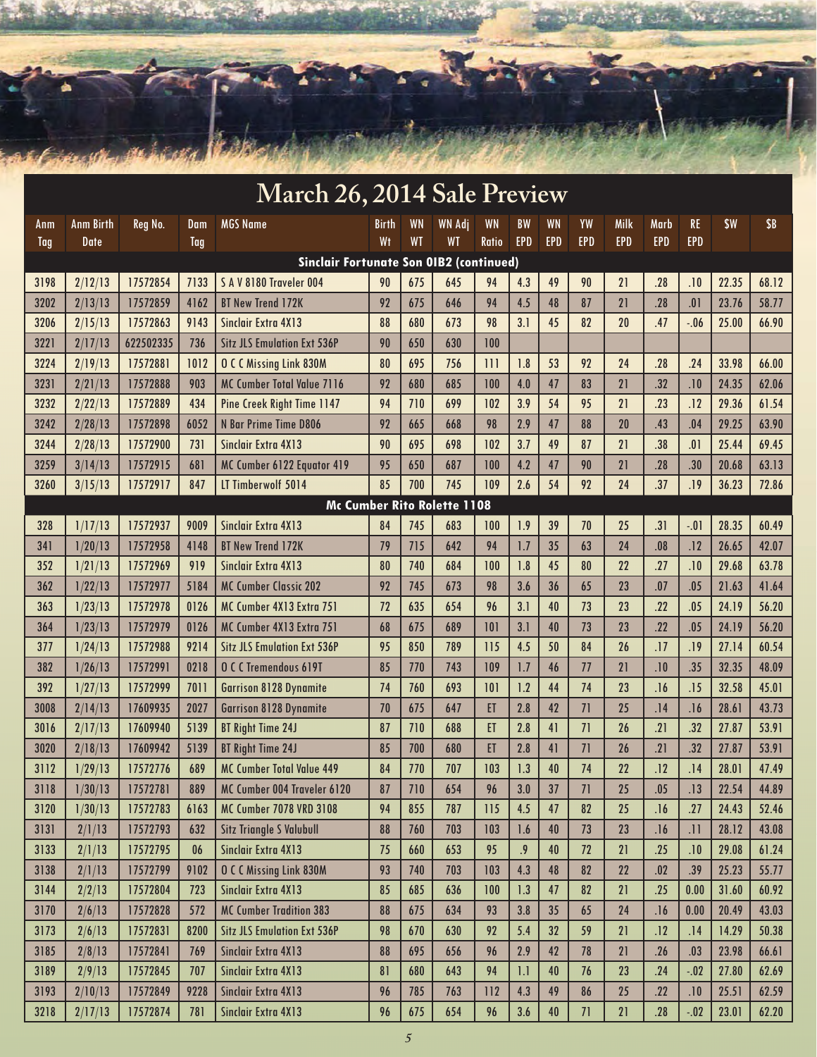# March 26, 2014 Sale Preview

| Anm Tag | Anm Birth Date | Reg No. | Dam Tag | MGS Name | Birth Wt | WN WT | WN Adj WT | WN Ratio | BW EPD | WN EPD | YW EPD | Milk EPD | Marb EPD | RE EPD | $W | $B |
|---|---|---|---|---|---|---|---|---|---|---|---|---|---|---|---|---|
| **Sinclair Fortunate Son 0IB2 (continued)** | | | | | | | | | | | | | | | | |
| 3198 | 2/12/13 | 17572854 | 7133 | S A V 8180 Traveler 004 | 90 | 675 | 645 | 94 | 4.3 | 49 | 90 | 21 | .28 | .10 | 22.35 | 68.12 |
| 3202 | 2/13/13 | 17572859 | 4162 | BT New Trend 172K | 92 | 675 | 646 | 94 | 4.5 | 48 | 87 | 21 | .28 | .01 | 23.76 | 58.77 |
| 3206 | 2/15/13 | 17572863 | 9143 | Sinclair Extra 4X13 | 88 | 680 | 673 | 98 | 3.1 | 45 | 82 | 20 | .47 | -.06 | 25.00 | 66.90 |
| 3221 | 2/17/13 | 622502335 | 736 | Sitz JLS Emulation Ext 536P | 90 | 650 | 630 | 100 | | | | | | | | |
| 3224 | 2/19/13 | 17572881 | 1012 | O C C Missing Link 830M | 80 | 695 | 756 | 111 | 1.8 | 53 | 92 | 24 | .28 | .24 | 33.98 | 66.00 |
| 3231 | 2/21/13 | 17572888 | 903 | MC Cumber Total Value 7116 | 92 | 680 | 685 | 100 | 4.0 | 47 | 83 | 21 | .32 | .10 | 24.35 | 62.06 |
| 3232 | 2/22/13 | 17572889 | 434 | Pine Creek Right Time 1147 | 94 | 710 | 699 | 102 | 3.9 | 54 | 95 | 21 | .23 | .12 | 29.36 | 61.54 |
| 3242 | 2/28/13 | 17572898 | 6052 | N Bar Prime Time D806 | 92 | 665 | 668 | 98 | 2.9 | 47 | 88 | 20 | .43 | .04 | 29.25 | 63.90 |
| 3244 | 2/28/13 | 17572900 | 731 | Sinclair Extra 4X13 | 90 | 695 | 698 | 102 | 3.7 | 49 | 87 | 21 | .38 | .01 | 25.44 | 69.45 |
| 3259 | 3/14/13 | 17572915 | 681 | MC Cumber 6122 Equator 419 | 95 | 650 | 687 | 100 | 4.2 | 47 | 90 | 21 | .28 | .30 | 20.68 | 63.13 |
| 3260 | 3/15/13 | 17572917 | 847 | LT Timberwolf 5014 | 85 | 700 | 745 | 109 | 2.6 | 54 | 92 | 24 | .37 | .19 | 36.23 | 72.86 |
| **Mc Cumber Rito Rolette 1108** | | | | | | | | | | | | | | | | |
| 328 | 1/17/13 | 17572937 | 9009 | Sinclair Extra 4X13 | 84 | 745 | 683 | 100 | 1.9 | 39 | 70 | 25 | .31 | -.01 | 28.35 | 60.49 |
| 341 | 1/20/13 | 17572958 | 4148 | BT New Trend 172K | 79 | 715 | 642 | 94 | 1.7 | 35 | 63 | 24 | .08 | .12 | 26.65 | 42.07 |
| 352 | 1/21/13 | 17572969 | 919 | Sinclair Extra 4X13 | 80 | 740 | 684 | 100 | 1.8 | 45 | 80 | 22 | .27 | .10 | 29.68 | 63.78 |
| 362 | 1/22/13 | 17572977 | 5184 | MC Cumber Classic 202 | 92 | 745 | 673 | 98 | 3.6 | 36 | 65 | 23 | .07 | .05 | 21.63 | 41.64 |
| 363 | 1/23/13 | 17572978 | 0126 | MC Cumber 4X13 Extra 751 | 72 | 635 | 654 | 96 | 3.1 | 40 | 73 | 23 | .22 | .05 | 24.19 | 56.20 |
| 364 | 1/23/13 | 17572979 | 0126 | MC Cumber 4X13 Extra 751 | 68 | 675 | 689 | 101 | 3.1 | 40 | 73 | 23 | .22 | .05 | 24.19 | 56.20 |
| 377 | 1/24/13 | 17572988 | 9214 | Sitz JLS Emulation Ext 536P | 95 | 850 | 789 | 115 | 4.5 | 50 | 84 | 26 | .17 | .19 | 27.14 | 60.54 |
| 382 | 1/26/13 | 17572991 | 0218 | O C C Tremendous 619T | 85 | 770 | 743 | 109 | 1.7 | 46 | 77 | 21 | .10 | .35 | 32.35 | 48.09 |
| 392 | 1/27/13 | 17572999 | 7011 | Garrison 8128 Dynamite | 74 | 760 | 693 | 101 | 1.2 | 44 | 74 | 23 | .16 | .15 | 32.58 | 45.01 |
| 3008 | 2/14/13 | 17609935 | 2027 | Garrison 8128 Dynamite | 70 | 675 | 647 | ET | 2.8 | 42 | 71 | 25 | .14 | .16 | 28.61 | 43.73 |
| 3016 | 2/17/13 | 17609940 | 5139 | BT Right Time 24J | 87 | 710 | 688 | ET | 2.8 | 41 | 71 | 26 | .21 | .32 | 27.87 | 53.91 |
| 3020 | 2/18/13 | 17609942 | 5139 | BT Right Time 24J | 85 | 700 | 680 | ET | 2.8 | 41 | 71 | 26 | .21 | .32 | 27.87 | 53.91 |
| 3112 | 1/29/13 | 17572776 | 689 | MC Cumber Total Value 449 | 84 | 770 | 707 | 103 | 1.3 | 40 | 74 | 22 | .12 | .14 | 28.01 | 47.49 |
| 3118 | 1/30/13 | 17572781 | 889 | MC Cumber 004 Traveler 6120 | 87 | 710 | 654 | 96 | 3.0 | 37 | 71 | 25 | .05 | .13 | 22.54 | 44.89 |
| 3120 | 1/30/13 | 17572783 | 6163 | MC Cumber 7078 VRD 3108 | 94 | 855 | 787 | 115 | 4.5 | 47 | 82 | 25 | .16 | .27 | 24.43 | 52.46 |
| 3131 | 2/1/13 | 17572793 | 632 | Sitz Triangle S Valubull | 88 | 760 | 703 | 103 | 1.6 | 40 | 73 | 23 | .16 | .11 | 28.12 | 43.08 |
| 3133 | 2/1/13 | 17572795 | 06 | Sinclair Extra 4X13 | 75 | 660 | 653 | 95 | .9 | 40 | 72 | 21 | .25 | .10 | 29.08 | 61.24 |
| 3138 | 2/1/13 | 17572799 | 9102 | O C C Missing Link 830M | 93 | 740 | 703 | 103 | 4.3 | 48 | 82 | 22 | .02 | .39 | 25.23 | 55.77 |
| 3144 | 2/2/13 | 17572804 | 723 | Sinclair Extra 4X13 | 85 | 685 | 636 | 100 | 1.3 | 47 | 82 | 21 | .25 | 0.00 | 31.60 | 60.92 |
| 3170 | 2/6/13 | 17572828 | 572 | MC Cumber Tradition 383 | 88 | 675 | 634 | 93 | 3.8 | 35 | 65 | 24 | .16 | 0.00 | 20.49 | 43.03 |
| 3173 | 2/6/13 | 17572831 | 8200 | Sitz JLS Emulation Ext 536P | 98 | 670 | 630 | 92 | 5.4 | 32 | 59 | 21 | .12 | .14 | 14.29 | 50.38 |
| 3185 | 2/8/13 | 17572841 | 769 | Sinclair Extra 4X13 | 88 | 695 | 656 | 96 | 2.9 | 42 | 78 | 21 | .26 | .03 | 23.98 | 66.61 |
| 3189 | 2/9/13 | 17572845 | 707 | Sinclair Extra 4X13 | 81 | 680 | 643 | 94 | 1.1 | 40 | 76 | 23 | .24 | -.02 | 27.80 | 62.69 |
| 3193 | 2/10/13 | 17572849 | 9228 | Sinclair Extra 4X13 | 96 | 785 | 763 | 112 | 4.3 | 49 | 86 | 25 | .22 | .10 | 25.51 | 62.59 |
| 3218 | 2/17/13 | 17572874 | 781 | Sinclair Extra 4X13 | 96 | 675 | 654 | 96 | 3.6 | 40 | 71 | 21 | .28 | -.02 | 23.01 | 62.20 |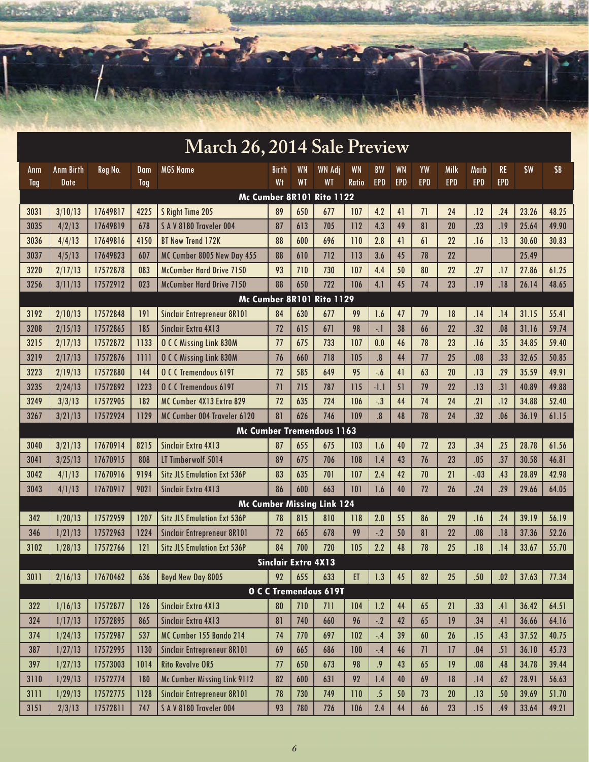# March 26, 2014 Sale Preview

| Anm Tag | Anm Birth Date | Reg No. | Dam Tag | MGS Name | Birth Wt | WN WT | WN Adj WT | WN Ratio | BW EPD | WN EPD | YW EPD | Milk EPD | Marb EPD | RE EPD | $W | $B |
|---|---|---|---|---|---|---|---|---|---|---|---|---|---|---|---|---|
| **Mc Cumber 8R101 Rito 1122** | | | | | | | | | | | | | | | | |
| 3031 | 3/10/13 | 17649817 | 4225 | S Right Time 205 | 89 | 650 | 677 | 107 | 4.2 | 41 | 71 | 24 | .12 | .24 | 23.26 | 48.25 |
| 3035 | 4/2/13 | 17649819 | 678 | S A V 8180 Traveler 004 | 87 | 613 | 705 | 112 | 4.3 | 49 | 81 | 20 | .23 | .19 | 25.64 | 49.90 |
| 3036 | 4/4/13 | 17649816 | 4150 | BT New Trend 172K | 88 | 600 | 696 | 110 | 2.8 | 41 | 61 | 22 | .16 | .13 | 30.60 | 30.83 |
| 3037 | 4/5/13 | 17649823 | 607 | MC Cumber 8005 New Day 455 | 88 | 610 | 712 | 113 | 3.6 | 45 | 78 | 22 | | | 25.49 | |
| 3220 | 2/17/13 | 17572878 | 083 | McCumber Hard Drive 7150 | 93 | 710 | 730 | 107 | 4.4 | 50 | 80 | 22 | .27 | .17 | 27.86 | 61.25 |
| 3256 | 3/11/13 | 17572912 | 023 | McCumber Hard Drive 7150 | 88 | 650 | 722 | 106 | 4.1 | 45 | 74 | 23 | .19 | .18 | 26.14 | 48.65 |
| **Mc Cumber 8R101 Rito 1129** | | | | | | | | | | | | | | | | |
| 3192 | 2/10/13 | 17572848 | 191 | Sinclair Entrepreneur 8R101 | 84 | 630 | 677 | 99 | 1.6 | 47 | 79 | 18 | .14 | .14 | 31.15 | 55.41 |
| 3208 | 2/15/13 | 17572865 | 185 | Sinclair Extra 4X13 | 72 | 615 | 671 | 98 | -.1 | 38 | 66 | 22 | .32 | .08 | 31.16 | 59.74 |
| 3215 | 2/17/13 | 17572872 | 1133 | O C C Missing Link 830M | 77 | 675 | 733 | 107 | 0.0 | 46 | 78 | 23 | .16 | .35 | 34.85 | 59.40 |
| 3219 | 2/17/13 | 17572876 | 1111 | O C C Missing Link 830M | 76 | 660 | 718 | 105 | .8 | 44 | 77 | 25 | .08 | .33 | 32.65 | 50.85 |
| 3223 | 2/19/13 | 17572880 | 144 | O C C Tremendous 619T | 72 | 585 | 649 | 95 | -.6 | 41 | 63 | 20 | .13 | .29 | 35.59 | 49.91 |
| 3235 | 2/24/13 | 17572892 | 1223 | O C C Tremendous 619T | 71 | 715 | 787 | 115 | -1.1 | 51 | 79 | 22 | .13 | .31 | 40.89 | 49.88 |
| 3249 | 3/3/13 | 17572905 | 182 | MC Cumber 4X13 Extra 829 | 72 | 635 | 724 | 106 | -.3 | 44 | 74 | 24 | .21 | .12 | 34.88 | 52.40 |
| 3267 | 3/21/13 | 17572924 | 1129 | MC Cumber 004 Traveler 6120 | 81 | 626 | 746 | 109 | .8 | 48 | 78 | 24 | .32 | .06 | 36.19 | 61.15 |
| **Mc Cumber Tremendous 1163** | | | | | | | | | | | | | | | | |
| 3040 | 3/21/13 | 17670914 | 8215 | Sinclair Extra 4X13 | 87 | 655 | 675 | 103 | 1.6 | 40 | 72 | 23 | .34 | .25 | 28.78 | 61.56 |
| 3041 | 3/25/13 | 17670915 | 808 | LT Timberwolf 5014 | 89 | 675 | 706 | 108 | 1.4 | 43 | 76 | 23 | .05 | .37 | 30.58 | 46.81 |
| 3042 | 4/1/13 | 17670916 | 9194 | Sitz JLS Emulation Ext 536P | 83 | 635 | 701 | 107 | 2.4 | 42 | 70 | 21 | -.03 | .43 | 28.89 | 42.98 |
| 3043 | 4/1/13 | 17670917 | 9021 | Sinclair Extra 4X13 | 86 | 600 | 663 | 101 | 1.6 | 40 | 72 | 26 | .24 | .29 | 29.66 | 64.05 |
| **Mc Cumber Missing Link 124** | | | | | | | | | | | | | | | | |
| 342 | 1/20/13 | 17572959 | 1207 | Sitz JLS Emulation Ext 536P | 78 | 815 | 810 | 118 | 2.0 | 55 | 86 | 29 | .16 | .24 | 39.19 | 56.19 |
| 346 | 1/21/13 | 17572963 | 1224 | Sinclair Entrepreneur 8R101 | 72 | 665 | 678 | 99 | -.2 | 50 | 81 | 22 | .08 | .18 | 37.36 | 52.26 |
| 3102 | 1/28/13 | 17572766 | 121 | Sitz JLS Emulation Ext 536P | 84 | 700 | 720 | 105 | 2.2 | 48 | 78 | 25 | .18 | .14 | 33.67 | 55.70 |
| **Sinclair Extra 4X13** | | | | | | | | | | | | | | | | |
| 3011 | 2/16/13 | 17670462 | 636 | Boyd New Day 8005 | 92 | 655 | 633 | ET | 1.3 | 45 | 82 | 25 | .50 | .02 | 37.63 | 77.34 |
| **O C C Tremendous 619T** | | | | | | | | | | | | | | | | |
| 322 | 1/16/13 | 17572877 | 126 | Sinclair Extra 4X13 | 80 | 710 | 711 | 104 | 1.2 | 44 | 65 | 21 | .33 | .41 | 36.42 | 64.51 |
| 324 | 1/17/13 | 17572895 | 865 | Sinclair Extra 4X13 | 81 | 740 | 660 | 96 | -.2 | 42 | 65 | 19 | .34 | .41 | 36.66 | 64.16 |
| 374 | 1/24/13 | 17572987 | 537 | MC Cumber 155 Bando 214 | 74 | 770 | 697 | 102 | -.4 | 39 | 60 | 26 | .15 | .43 | 37.52 | 40.75 |
| 387 | 1/27/13 | 17572995 | 1130 | Sinclair Entrepreneur 8R101 | 69 | 665 | 686 | 100 | -.4 | 46 | 71 | 17 | .04 | .51 | 36.10 | 45.73 |
| 397 | 1/27/13 | 17573003 | 1014 | Rito Revolve OR5 | 77 | 650 | 673 | 98 | .9 | 43 | 65 | 19 | .08 | .48 | 34.78 | 39.44 |
| 3110 | 1/29/13 | 17572774 | 180 | Mc Cumber Missing Link 9112 | 82 | 600 | 631 | 92 | 1.4 | 40 | 69 | 18 | .14 | .62 | 28.91 | 56.63 |
| 3111 | 1/29/13 | 17572775 | 1128 | Sinclair Entrepreneur 8R101 | 78 | 730 | 749 | 110 | .5 | 50 | 73 | 20 | .13 | .50 | 39.69 | 51.70 |
| 3151 | 2/3/13 | 17572811 | 747 | S A V 8180 Traveler 004 | 93 | 780 | 726 | 106 | 2.4 | 44 | 66 | 23 | .15 | .49 | 33.64 | 49.21 |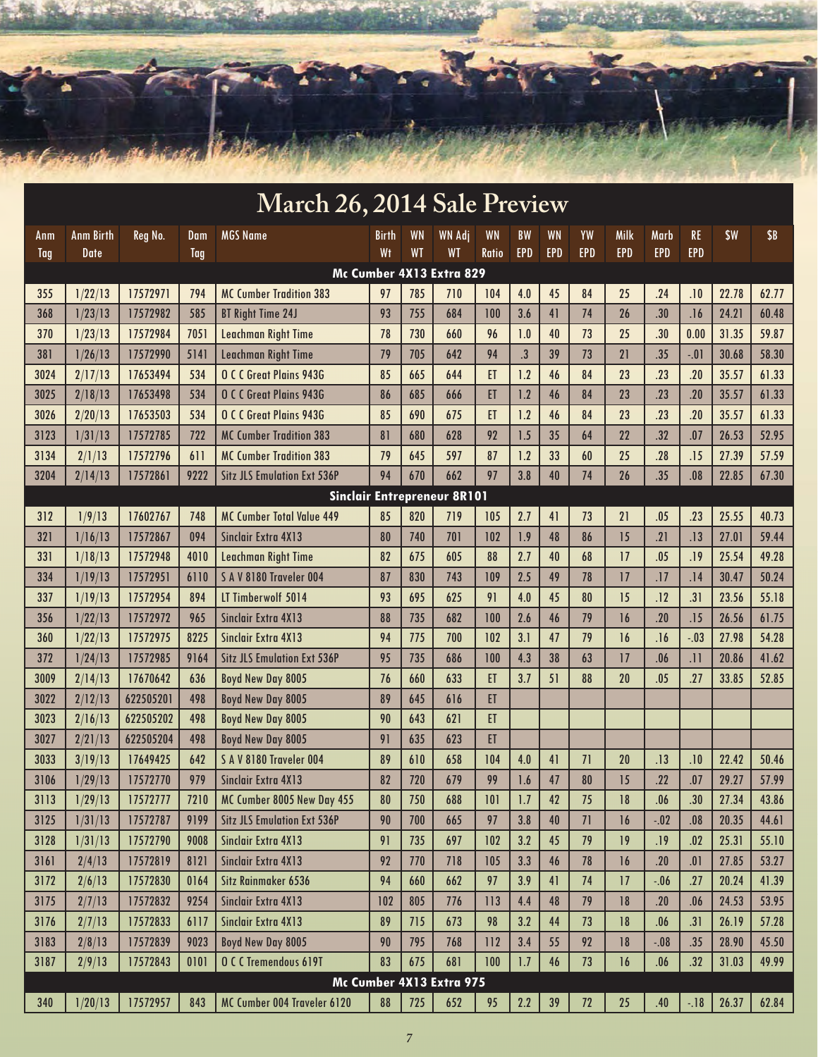# March 26, 2014 Sale Preview

| Anm Tag | Anm Birth Date | Reg No. | Dam Tag | MGS Name | Birth Wt | WN WT | WN Adj WT | WN Ratio | BW EPD | WN EPD | YW EPD | Milk EPD | Marb EPD | RE EPD | $W | $B |
|---|---|---|---|---|---|---|---|---|---|---|---|---|---|---|---|---|
| **Mc Cumber 4X13 Extra 829** | | | | | | | | | | | | | | | | |
| 355 | 1/22/13 | 17572971 | 794 | MC Cumber Tradition 383 | 97 | 785 | 710 | 104 | 4.0 | 45 | 84 | 25 | .24 | .10 | 22.78 | 62.77 |
| 368 | 1/23/13 | 17572982 | 585 | BT Right Time 24J | 93 | 755 | 684 | 100 | 3.6 | 41 | 74 | 26 | .30 | .16 | 24.21 | 60.48 |
| 370 | 1/23/13 | 17572984 | 7051 | Leachman Right Time | 78 | 730 | 660 | 96 | 1.0 | 40 | 73 | 25 | .30 | 0.00 | 31.35 | 59.87 |
| 381 | 1/26/13 | 17572990 | 5141 | Leachman Right Time | 79 | 705 | 642 | 94 | .3 | 39 | 73 | 21 | .35 | -.01 | 30.68 | 58.30 |
| 3024 | 2/17/13 | 17653494 | 534 | O C C Great Plains 943G | 85 | 665 | 644 | ET | 1.2 | 46 | 84 | 23 | .23 | .20 | 35.57 | 61.33 |
| 3025 | 2/18/13 | 17653498 | 534 | O C C Great Plains 943G | 86 | 685 | 666 | ET | 1.2 | 46 | 84 | 23 | .23 | .20 | 35.57 | 61.33 |
| 3026 | 2/20/13 | 17653503 | 534 | O C C Great Plains 943G | 85 | 690 | 675 | ET | 1.2 | 46 | 84 | 23 | .23 | .20 | 35.57 | 61.33 |
| 3123 | 1/31/13 | 17572785 | 722 | MC Cumber Tradition 383 | 81 | 680 | 628 | 92 | 1.5 | 35 | 64 | 22 | .32 | .07 | 26.53 | 52.95 |
| 3134 | 2/1/13 | 17572796 | 611 | MC Cumber Tradition 383 | 79 | 645 | 597 | 87 | 1.2 | 33 | 60 | 25 | .28 | .15 | 27.39 | 57.59 |
| 3204 | 2/14/13 | 17572861 | 9222 | Sitz JLS Emulation Ext 536P | 94 | 670 | 662 | 97 | 3.8 | 40 | 74 | 26 | .35 | .08 | 22.85 | 67.30 |
| **Sinclair Entrepreneur 8R101** | | | | | | | | | | | | | | | | |
| 312 | 1/9/13 | 17602767 | 748 | MC Cumber Total Value 449 | 85 | 820 | 719 | 105 | 2.7 | 41 | 73 | 21 | .05 | .23 | 25.55 | 40.73 |
| 321 | 1/16/13 | 17572867 | 094 | Sinclair Extra 4X13 | 80 | 740 | 701 | 102 | 1.9 | 48 | 86 | 15 | .21 | .13 | 27.01 | 59.44 |
| 331 | 1/18/13 | 17572948 | 4010 | Leachman Right Time | 82 | 675 | 605 | 88 | 2.7 | 40 | 68 | 17 | .05 | .19 | 25.54 | 49.28 |
| 334 | 1/19/13 | 17572951 | 6110 | S A V 8180 Traveler 004 | 87 | 830 | 743 | 109 | 2.5 | 49 | 78 | 17 | .17 | .14 | 30.47 | 50.24 |
| 337 | 1/19/13 | 17572954 | 894 | LT Timberwolf 5014 | 93 | 695 | 625 | 91 | 4.0 | 45 | 80 | 15 | .12 | .31 | 23.56 | 55.18 |
| 356 | 1/22/13 | 17572972 | 965 | Sinclair Extra 4X13 | 88 | 735 | 682 | 100 | 2.6 | 46 | 79 | 16 | .20 | .15 | 26.56 | 61.75 |
| 360 | 1/22/13 | 17572975 | 8225 | Sinclair Extra 4X13 | 94 | 775 | 700 | 102 | 3.1 | 47 | 79 | 16 | .16 | -.03 | 27.98 | 54.28 |
| 372 | 1/24/13 | 17572985 | 9164 | Sitz JLS Emulation Ext 536P | 95 | 735 | 686 | 100 | 4.3 | 38 | 63 | 17 | .06 | .11 | 20.86 | 41.62 |
| 3009 | 2/14/13 | 17670642 | 636 | Boyd New Day 8005 | 76 | 660 | 633 | ET | 3.7 | 51 | 88 | 20 | .05 | .27 | 33.85 | 52.85 |
| 3022 | 2/12/13 | 622505201 | 498 | Boyd New Day 8005 | 89 | 645 | 616 | ET | | | | | | | | |
| 3023 | 2/16/13 | 622505202 | 498 | Boyd New Day 8005 | 90 | 643 | 621 | ET | | | | | | | | |
| 3027 | 2/21/13 | 622505204 | 498 | Boyd New Day 8005 | 91 | 635 | 623 | ET | | | | | | | | |
| 3033 | 3/19/13 | 17649425 | 642 | S A V 8180 Traveler 004 | 89 | 610 | 658 | 104 | 4.0 | 41 | 71 | 20 | .13 | .10 | 22.42 | 50.46 |
| 3106 | 1/29/13 | 17572770 | 979 | Sinclair Extra 4X13 | 82 | 720 | 679 | 99 | 1.6 | 47 | 80 | 15 | .22 | .07 | 29.27 | 57.99 |
| 3113 | 1/29/13 | 17572777 | 7210 | MC Cumber 8005 New Day 455 | 80 | 750 | 688 | 101 | 1.7 | 42 | 75 | 18 | .06 | .30 | 27.34 | 43.86 |
| 3125 | 1/31/13 | 17572787 | 9199 | Sitz JLS Emulation Ext 536P | 90 | 700 | 665 | 97 | 3.8 | 40 | 71 | 16 | -.02 | .08 | 20.35 | 44.61 |
| 3128 | 1/31/13 | 17572790 | 9008 | Sinclair Extra 4X13 | 91 | 735 | 697 | 102 | 3.2 | 45 | 79 | 19 | .19 | .02 | 25.31 | 55.10 |
| 3161 | 2/4/13 | 17572819 | 8121 | Sinclair Extra 4X13 | 92 | 770 | 718 | 105 | 3.3 | 46 | 78 | 16 | .20 | .01 | 27.85 | 53.27 |
| 3172 | 2/6/13 | 17572830 | 0164 | Sitz Rainmaker 6536 | 94 | 660 | 662 | 97 | 3.9 | 41 | 74 | 17 | -.06 | .27 | 20.24 | 41.39 |
| 3175 | 2/7/13 | 17572832 | 9254 | Sinclair Extra 4X13 | 102 | 805 | 776 | 113 | 4.4 | 48 | 79 | 18 | .20 | .06 | 24.53 | 53.95 |
| 3176 | 2/7/13 | 17572833 | 6117 | Sinclair Extra 4X13 | 89 | 715 | 673 | 98 | 3.2 | 44 | 73 | 18 | .06 | .31 | 26.19 | 57.28 |
| 3183 | 2/8/13 | 17572839 | 9023 | Boyd New Day 8005 | 90 | 795 | 768 | 112 | 3.4 | 55 | 92 | 18 | -.08 | .35 | 28.90 | 45.50 |
| 3187 | 2/9/13 | 17572843 | 0101 | O C C Tremendous 619T | 83 | 675 | 681 | 100 | 1.7 | 46 | 73 | 16 | .06 | .32 | 31.03 | 49.99 |
| **Mc Cumber 4X13 Extra 975** | | | | | | | | | | | | | | | | |
| 340 | 1/20/13 | 17572957 | 843 | MC Cumber 004 Traveler 6120 | 88 | 725 | 652 | 95 | 2.2 | 39 | 72 | 25 | .40 | -.18 | 26.37 | 62.84 |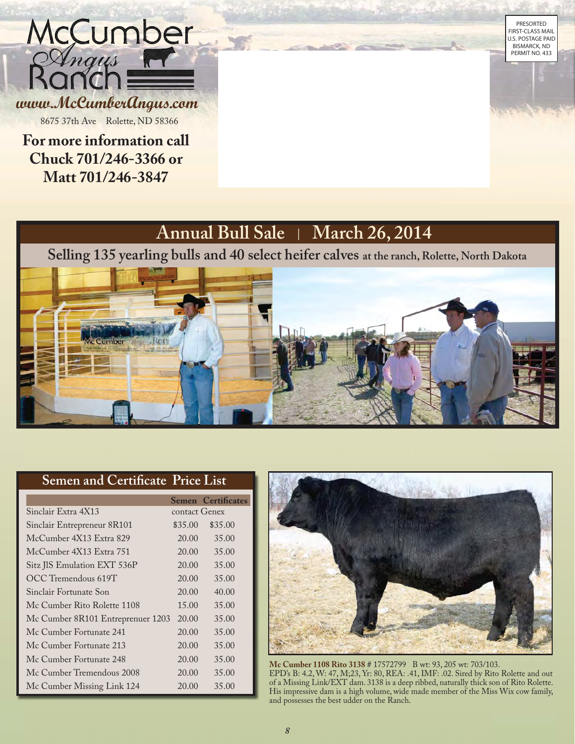# McCumber Angus Ranch

**www.McCumberAngus.com**

8675 37th Ave Rolette, ND 58366

**For more information call Chuck 701/246-3366 or Matt 701/246-3847**

PRESORTED
FIRST-CLASS MAIL
U.S. POSTAGE PAID
BISMARCK, ND
PERMIT NO. 433

## Annual Bull Sale | March 26, 2014

**Selling 135 yearling bulls and 40 select heifer calves at the ranch, Rolette, North Dakota**

## Semen and Certificate Price List

| | Semen | Certificates |
|---|---|---|
| Sinclair Extra 4X13 | contact Genex | |
| Sinclair Entrepreneur 8R101 | $35.00 | $35.00 |
| McCumber 4X13 Extra 829 | 20.00 | 35.00 |
| McCumber 4X13 Extra 751 | 20.00 | 35.00 |
| Sitz JIS Emulation EXT 536P | 20.00 | 35.00 |
| OCC Tremendous 619T | 20.00 | 35.00 |
| Sinclair Fortunate Son | 20.00 | 40.00 |
| Mc Cumber Rito Rolette 1108 | 15.00 | 35.00 |
| Mc Cumber 8R101 Entreprenuer 1203 | 20.00 | 35.00 |
| Mc Cumber Fortunate 241 | 20.00 | 35.00 |
| Mc Cumber Fortunate 213 | 20.00 | 35.00 |
| Mc Cumber Fortunate 248 | 20.00 | 35.00 |
| Mc Cumber Tremendous 2008 | 20.00 | 35.00 |
| Mc Cumber Missing Link 124 | 20.00 | 35.00 |

**Mc Cumber 1108 Rito 3138** # 17572799 B wt: 93, 205 wt: 703/103. EPD's B: 4.2, W: 47, M;23, Yr: 80, REA: .41, IMF: .02. Sired by Rito Rolette and out of a Missing Link/EXT dam. 3138 is a deep ribbed, naturally thick son of Rito Rolette. His impressive dam is a high volume, wide made member of the Miss Wix cow family, and possesses the best udder on the Ranch.